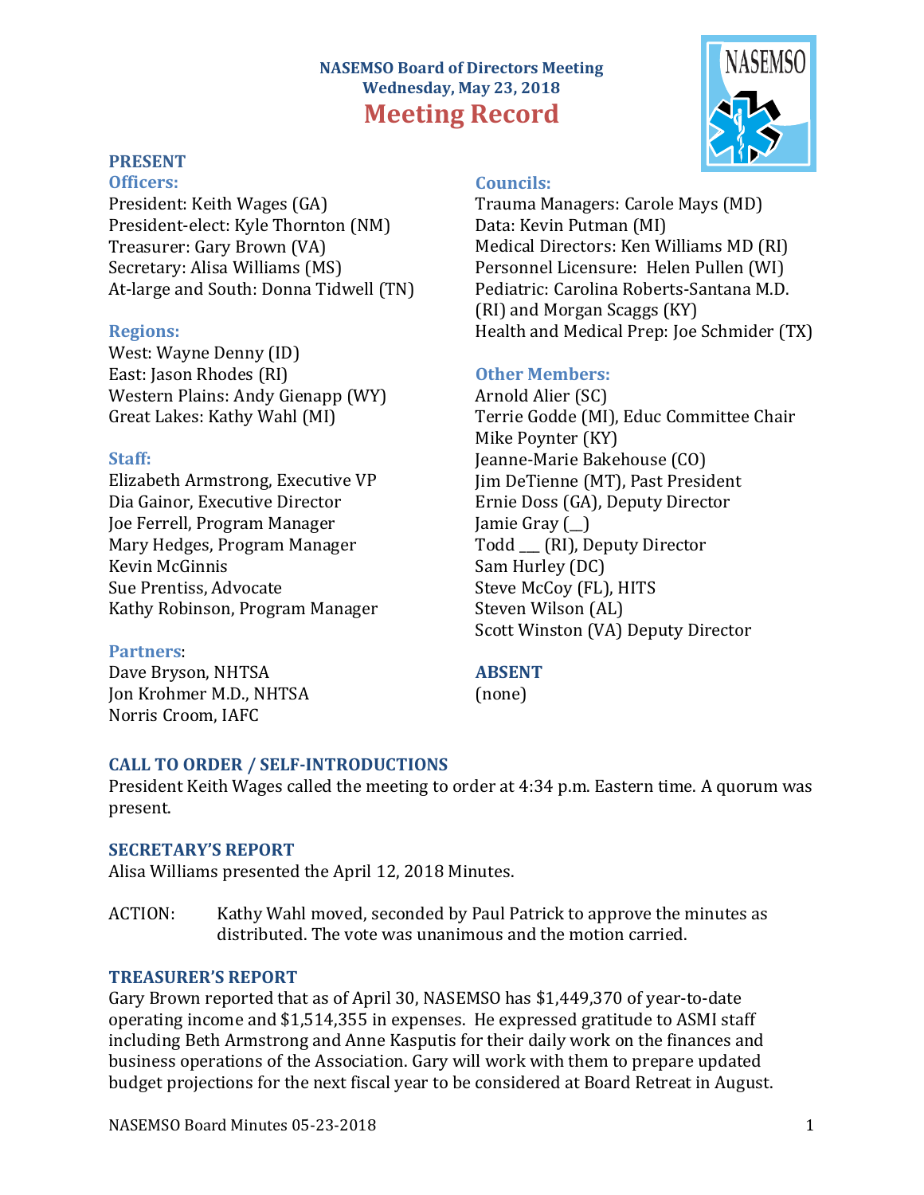# NASEMSO Board of Directors Meeting
## Wednesday, May 23, 2018
# Meeting Record

## PRESENT

### Officers:
President: Keith Wages (GA)
President-elect: Kyle Thornton (NM)
Treasurer: Gary Brown (VA)
Secretary: Alisa Williams (MS)
At-large and South: Donna Tidwell (TN)

### Regions:
West: Wayne Denny (ID)
East: Jason Rhodes (RI)
Western Plains: Andy Gienapp (WY)
Great Lakes: Kathy Wahl (MI)

### Staff:
Elizabeth Armstrong, Executive VP
Dia Gainor, Executive Director
Joe Ferrell, Program Manager
Mary Hedges, Program Manager
Kevin McGinnis
Sue Prentiss, Advocate
Kathy Robinson, Program Manager

### Partners:
Dave Bryson, NHTSA
Jon Krohmer M.D., NHTSA
Norris Croom, IAFC

### Councils:
Trauma Managers: Carole Mays (MD)
Data: Kevin Putman (MI)
Medical Directors: Ken Williams MD (RI)
Personnel Licensure: Helen Pullen (WI)
Pediatric: Carolina Roberts-Santana M.D. (RI) and Morgan Scaggs (KY)
Health and Medical Prep: Joe Schmider (TX)

### Other Members:
Arnold Alier (SC)
Terrie Godde (MI), Educ Committee Chair
Mike Poynter (KY)
Jeanne-Marie Bakehouse (CO)
Jim DeTienne (MT), Past President
Ernie Doss (GA), Deputy Director
Jamie Gray (__)
Todd ___ (RI), Deputy Director
Sam Hurley (DC)
Steve McCoy (FL), HITS
Steven Wilson (AL)
Scott Winston (VA) Deputy Director

## ABSENT
(none)

## CALL TO ORDER / SELF-INTRODUCTIONS
President Keith Wages called the meeting to order at 4:34 p.m. Eastern time. A quorum was present.

## SECRETARY'S REPORT
Alisa Williams presented the April 12, 2018 Minutes.

ACTION: Kathy Wahl moved, seconded by Paul Patrick to approve the minutes as distributed. The vote was unanimous and the motion carried.

## TREASURER'S REPORT
Gary Brown reported that as of April 30, NASEMSO has $1,449,370 of year-to-date operating income and $1,514,355 in expenses. He expressed gratitude to ASMI staff including Beth Armstrong and Anne Kasputis for their daily work on the finances and business operations of the Association. Gary will work with them to prepare updated budget projections for the next fiscal year to be considered at Board Retreat in August.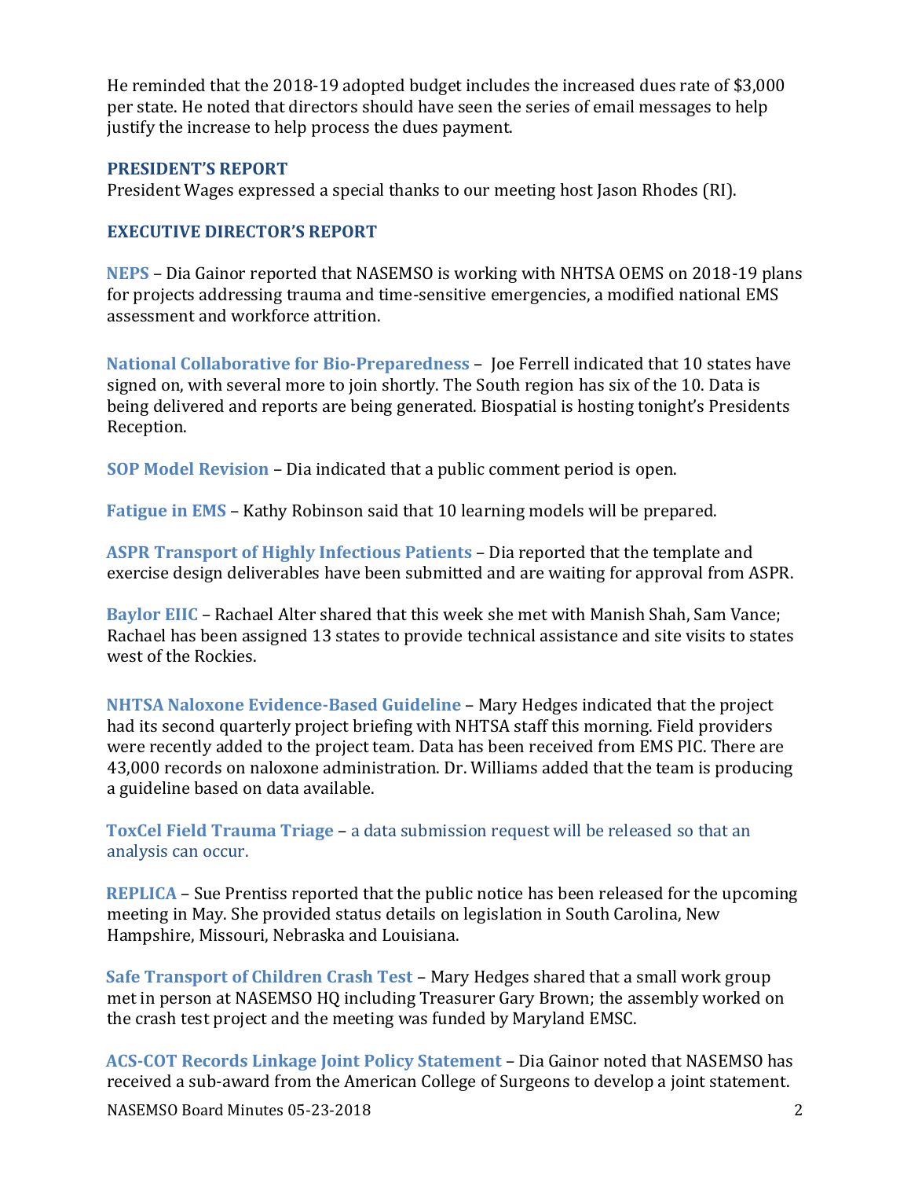He reminded that the 2018-19 adopted budget includes the increased dues rate of $3,000 per state. He noted that directors should have seen the series of email messages to help justify the increase to help process the dues payment.

## PRESIDENT'S REPORT

President Wages expressed a special thanks to our meeting host Jason Rhodes (RI).

## EXECUTIVE DIRECTOR'S REPORT

**NEPS** – Dia Gainor reported that NASEMSO is working with NHTSA OEMS on 2018-19 plans for projects addressing trauma and time-sensitive emergencies, a modified national EMS assessment and workforce attrition.

**National Collaborative for Bio-Preparedness** – Joe Ferrell indicated that 10 states have signed on, with several more to join shortly. The South region has six of the 10. Data is being delivered and reports are being generated. Biospatial is hosting tonight's Presidents Reception.

**SOP Model Revision** – Dia indicated that a public comment period is open.

**Fatigue in EMS** – Kathy Robinson said that 10 learning models will be prepared.

**ASPR Transport of Highly Infectious Patients** – Dia reported that the template and exercise design deliverables have been submitted and are waiting for approval from ASPR.

**Baylor EIIC** – Rachael Alter shared that this week she met with Manish Shah, Sam Vance; Rachael has been assigned 13 states to provide technical assistance and site visits to states west of the Rockies.

**NHTSA Naloxone Evidence-Based Guideline** – Mary Hedges indicated that the project had its second quarterly project briefing with NHTSA staff this morning. Field providers were recently added to the project team. Data has been received from EMS PIC. There are 43,000 records on naloxone administration. Dr. Williams added that the team is producing a guideline based on data available.

**ToxCel Field Trauma Triage** – a data submission request will be released so that an analysis can occur.

**REPLICA** – Sue Prentiss reported that the public notice has been released for the upcoming meeting in May. She provided status details on legislation in South Carolina, New Hampshire, Missouri, Nebraska and Louisiana.

**Safe Transport of Children Crash Test** – Mary Hedges shared that a small work group met in person at NASEMSO HQ including Treasurer Gary Brown; the assembly worked on the crash test project and the meeting was funded by Maryland EMSC.

**ACS-COT Records Linkage Joint Policy Statement** – Dia Gainor noted that NASEMSO has received a sub-award from the American College of Surgeons to develop a joint statement.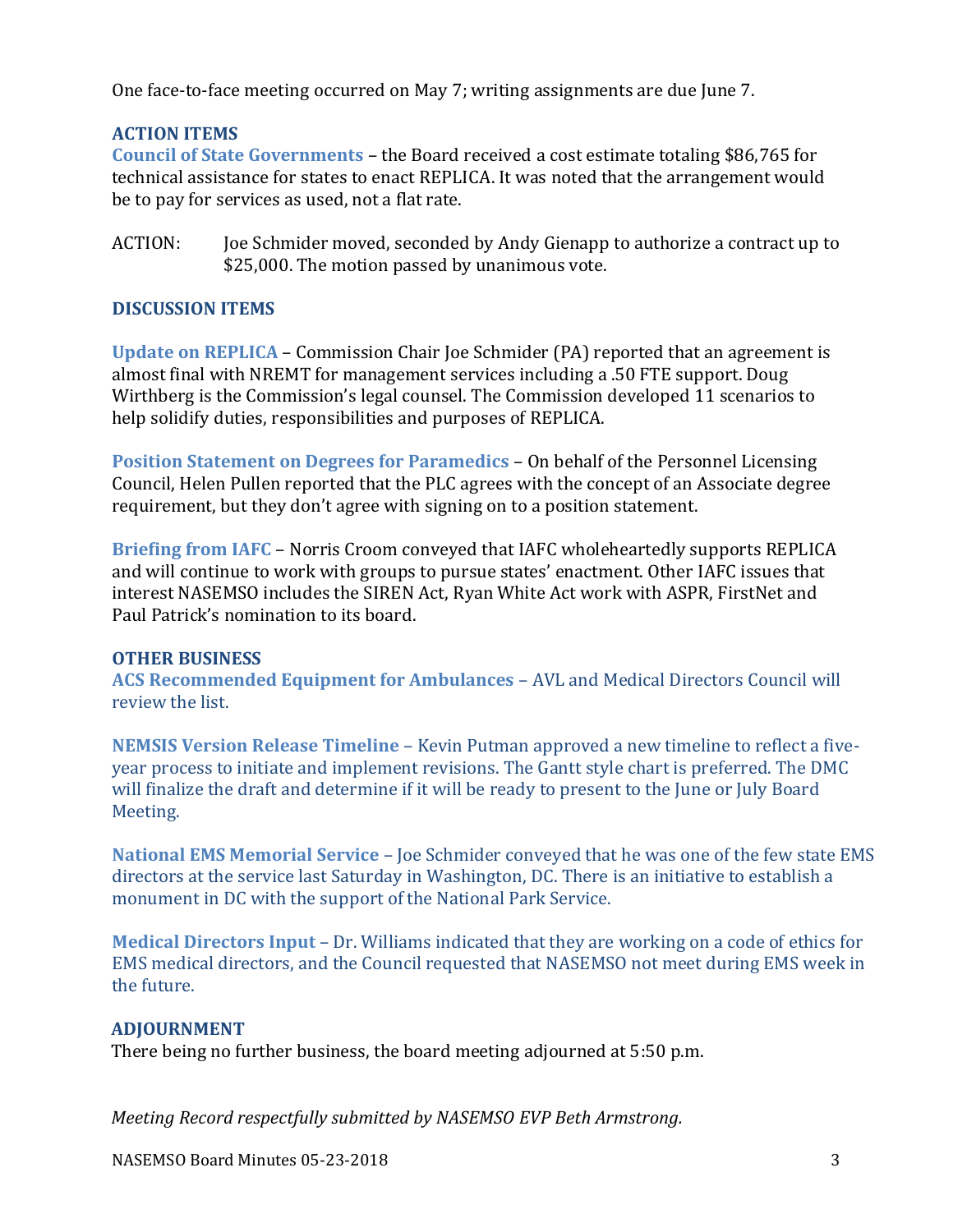One face-to-face meeting occurred on May 7; writing assignments are due June 7.

## ACTION ITEMS

**Council of State Governments** – the Board received a cost estimate totaling $86,765 for technical assistance for states to enact REPLICA. It was noted that the arrangement would be to pay for services as used, not a flat rate.

ACTION: Joe Schmider moved, seconded by Andy Gienapp to authorize a contract up to $25,000. The motion passed by unanimous vote.

## DISCUSSION ITEMS

**Update on REPLICA** – Commission Chair Joe Schmider (PA) reported that an agreement is almost final with NREMT for management services including a .50 FTE support. Doug Wirthberg is the Commission's legal counsel. The Commission developed 11 scenarios to help solidify duties, responsibilities and purposes of REPLICA.

**Position Statement on Degrees for Paramedics** – On behalf of the Personnel Licensing Council, Helen Pullen reported that the PLC agrees with the concept of an Associate degree requirement, but they don't agree with signing on to a position statement.

**Briefing from IAFC** – Norris Croom conveyed that IAFC wholeheartedly supports REPLICA and will continue to work with groups to pursue states' enactment. Other IAFC issues that interest NASEMSO includes the SIREN Act, Ryan White Act work with ASPR, FirstNet and Paul Patrick's nomination to its board.

## OTHER BUSINESS

**ACS Recommended Equipment for Ambulances** – AVL and Medical Directors Council will review the list.

**NEMSIS Version Release Timeline** – Kevin Putman approved a new timeline to reflect a five-year process to initiate and implement revisions. The Gantt style chart is preferred. The DMC will finalize the draft and determine if it will be ready to present to the June or July Board Meeting.

**National EMS Memorial Service** – Joe Schmider conveyed that he was one of the few state EMS directors at the service last Saturday in Washington, DC. There is an initiative to establish a monument in DC with the support of the National Park Service.

**Medical Directors Input** – Dr. Williams indicated that they are working on a code of ethics for EMS medical directors, and the Council requested that NASEMSO not meet during EMS week in the future.

## ADJOURNMENT

There being no further business, the board meeting adjourned at 5:50 p.m.

*Meeting Record respectfully submitted by NASEMSO EVP Beth Armstrong.*